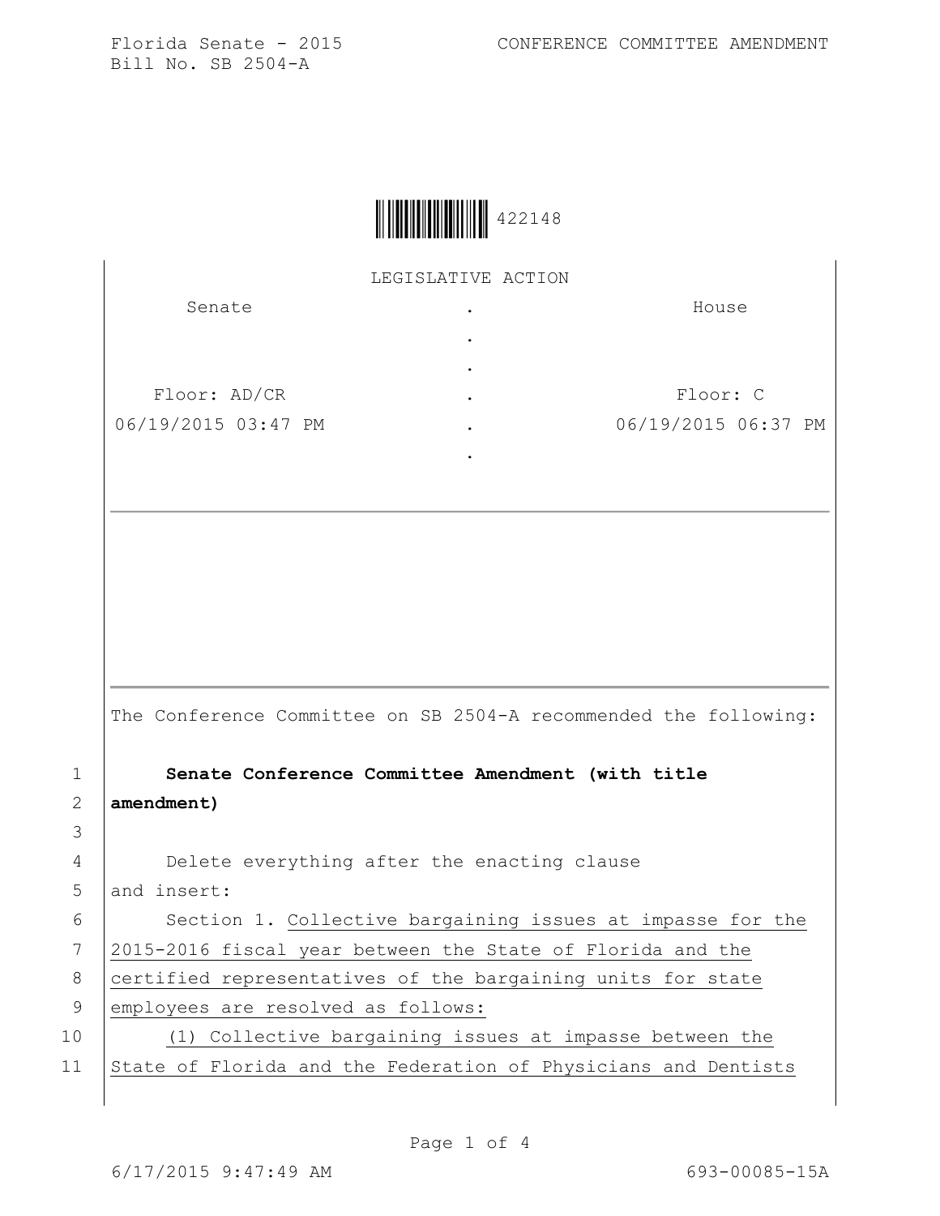Florida Senate - 2015 CONFERENCE COMMITTEE AMENDMENT
Bill No. SB 2504-A

422148

LEGISLATIVE ACTION

| Senate | . | House |
|---|---|---|
| | . | |
| | . | |
| Floor: AD/CR | . | Floor: C |
| 06/19/2015 03:47 PM | . | 06/19/2015 06:37 PM |
| | . | |

The Conference Committee on SB 2504-A recommended the following:

1 **Senate Conference Committee Amendment (with title**
2 **amendment)**
3
4 Delete everything after the enacting clause
5 and insert:
6 Section 1. Collective bargaining issues at impasse for the
7 2015-2016 fiscal year between the State of Florida and the
8 certified representatives of the bargaining units for state
9 employees are resolved as follows:
10 (1) Collective bargaining issues at impasse between the
11 State of Florida and the Federation of Physicians and Dentists

6/17/2015 9:47:49 AM 693-00085-15A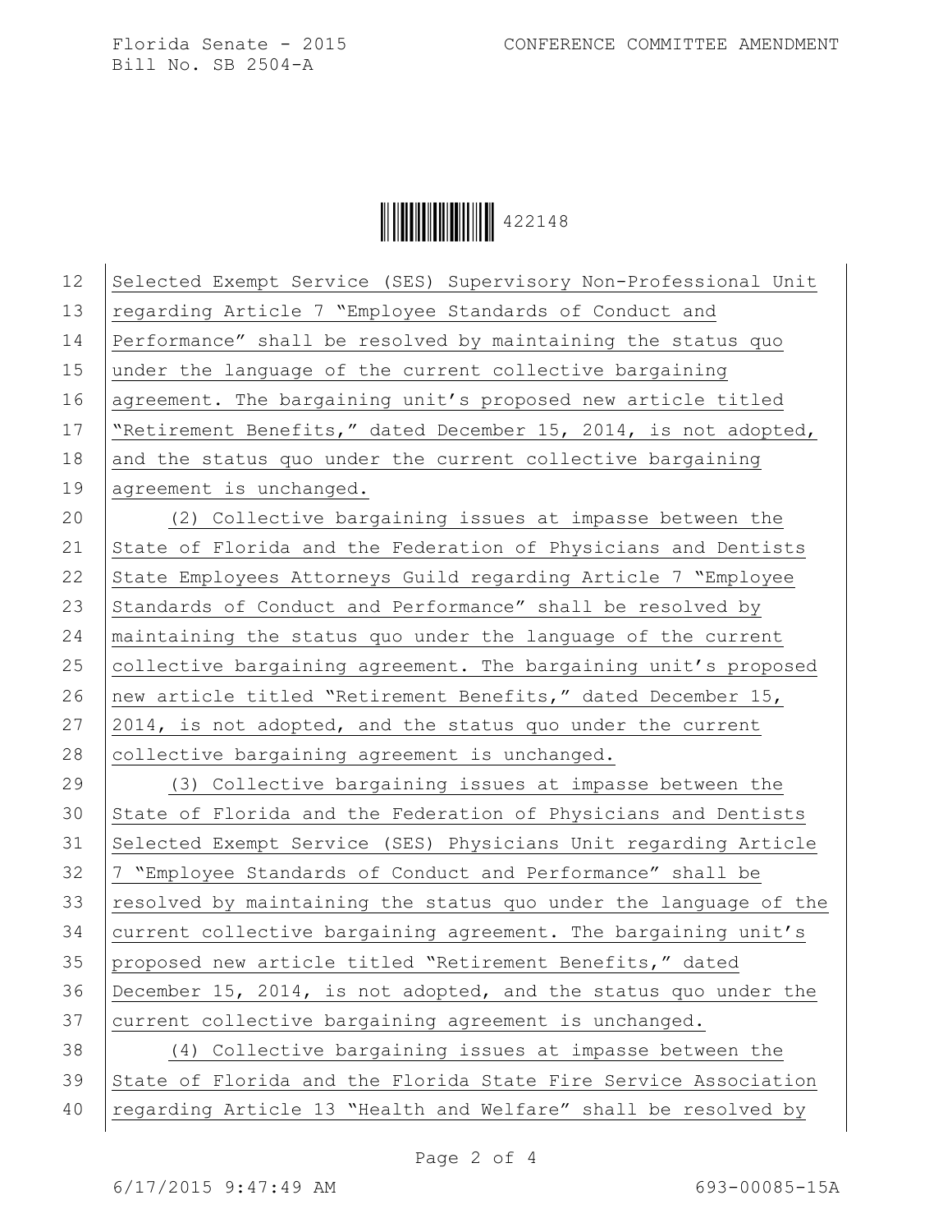Selected Exempt Service (SES) Supervisory Non-Professional Unit regarding Article 7 "Employee Standards of Conduct and Performance" shall be resolved by maintaining the status quo under the language of the current collective bargaining agreement. The bargaining unit's proposed new article titled "Retirement Benefits," dated December 15, 2014, is not adopted, and the status quo under the current collective bargaining agreement is unchanged.

(2) Collective bargaining issues at impasse between the State of Florida and the Federation of Physicians and Dentists State Employees Attorneys Guild regarding Article 7 "Employee Standards of Conduct and Performance" shall be resolved by maintaining the status quo under the language of the current collective bargaining agreement. The bargaining unit's proposed new article titled "Retirement Benefits," dated December 15, 2014, is not adopted, and the status quo under the current collective bargaining agreement is unchanged.

(3) Collective bargaining issues at impasse between the State of Florida and the Federation of Physicians and Dentists Selected Exempt Service (SES) Physicians Unit regarding Article 7 "Employee Standards of Conduct and Performance" shall be resolved by maintaining the status quo under the language of the current collective bargaining agreement. The bargaining unit's proposed new article titled "Retirement Benefits," dated December 15, 2014, is not adopted, and the status quo under the current collective bargaining agreement is unchanged.

(4) Collective bargaining issues at impasse between the State of Florida and the Florida State Fire Service Association regarding Article 13 "Health and Welfare" shall be resolved by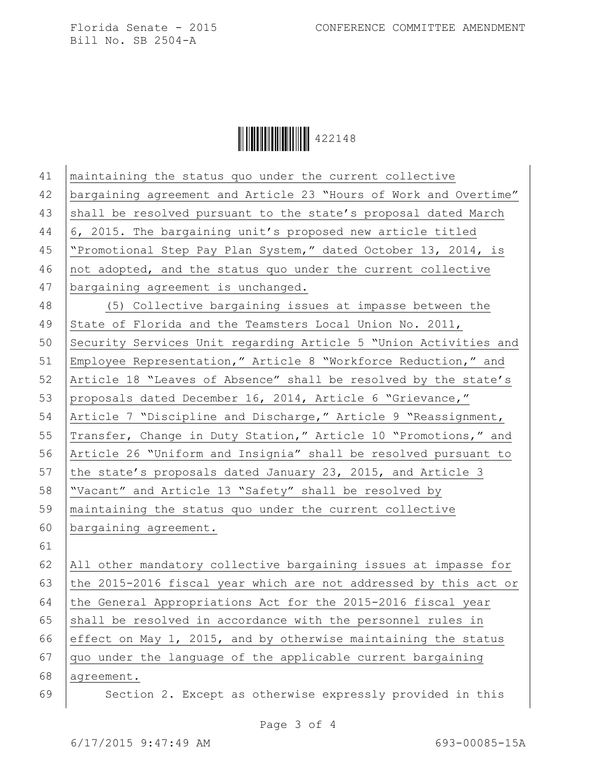maintaining the status quo under the current collective bargaining agreement and Article 23 "Hours of Work and Overtime" shall be resolved pursuant to the state's proposal dated March 6, 2015. The bargaining unit's proposed new article titled "Promotional Step Pay Plan System," dated October 13, 2014, is not adopted, and the status quo under the current collective bargaining agreement is unchanged.

(5) Collective bargaining issues at impasse between the State of Florida and the Teamsters Local Union No. 2011, Security Services Unit regarding Article 5 "Union Activities and Employee Representation," Article 8 "Workforce Reduction," and Article 18 "Leaves of Absence" shall be resolved by the state's proposals dated December 16, 2014, Article 6 "Grievance," Article 7 "Discipline and Discharge," Article 9 "Reassignment, Transfer, Change in Duty Station," Article 10 "Promotions," and Article 26 "Uniform and Insignia" shall be resolved pursuant to the state's proposals dated January 23, 2015, and Article 3 "Vacant" and Article 13 "Safety" shall be resolved by maintaining the status quo under the current collective bargaining agreement.

All other mandatory collective bargaining issues at impasse for the 2015-2016 fiscal year which are not addressed by this act or the General Appropriations Act for the 2015-2016 fiscal year shall be resolved in accordance with the personnel rules in effect on May 1, 2015, and by otherwise maintaining the status quo under the language of the applicable current bargaining agreement.

Section 2. Except as otherwise expressly provided in this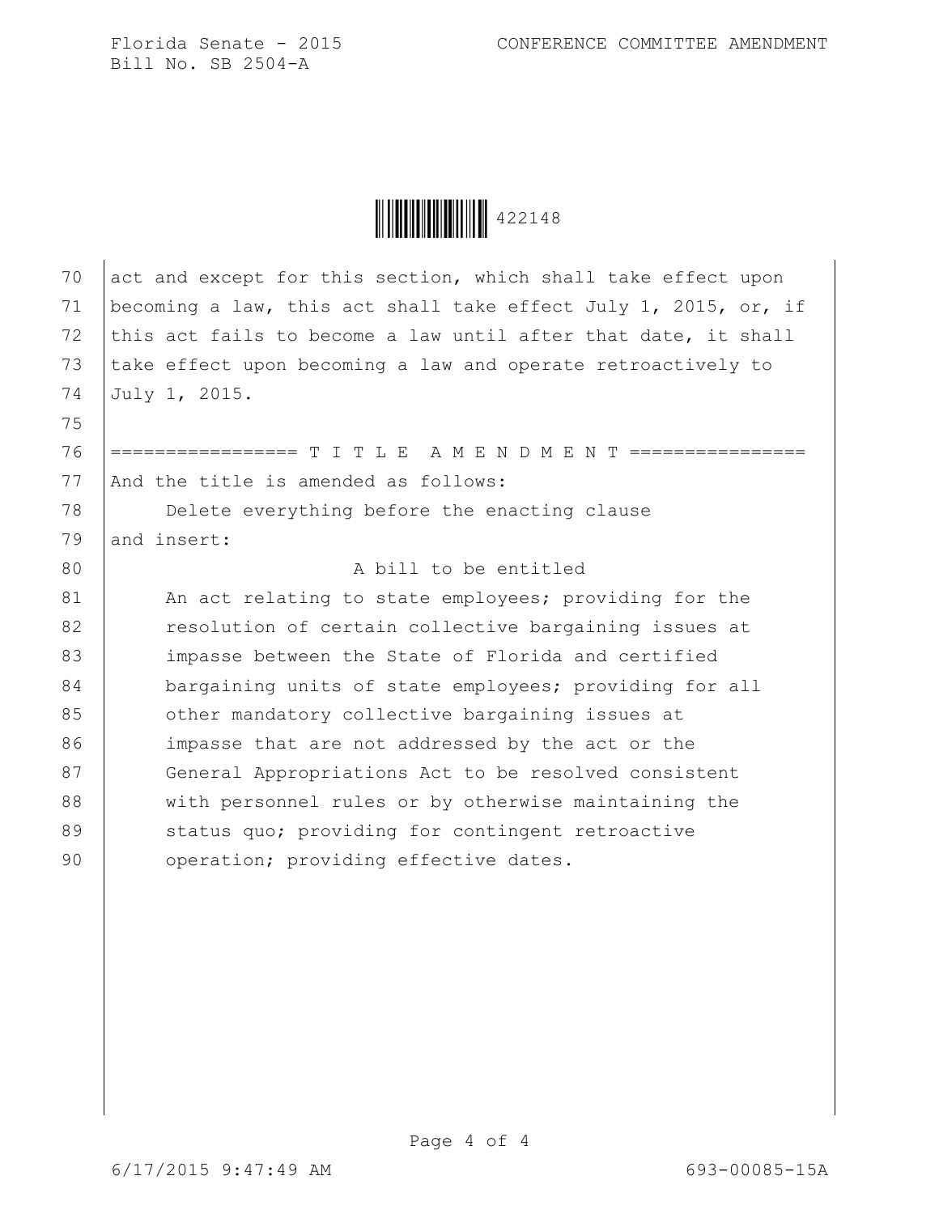act and except for this section, which shall take effect upon becoming a law, this act shall take effect July 1, 2015, or, if this act fails to become a law until after that date, it shall take effect upon becoming a law and operate retroactively to July 1, 2015.

================= T I T L E A M E N D M E N T ================

And the title is amended as follows:

Delete everything before the enacting clause and insert:

A bill to be entitled

An act relating to state employees; providing for the resolution of certain collective bargaining issues at impasse between the State of Florida and certified bargaining units of state employees; providing for all other mandatory collective bargaining issues at impasse that are not addressed by the act or the General Appropriations Act to be resolved consistent with personnel rules or by otherwise maintaining the status quo; providing for contingent retroactive operation; providing effective dates.